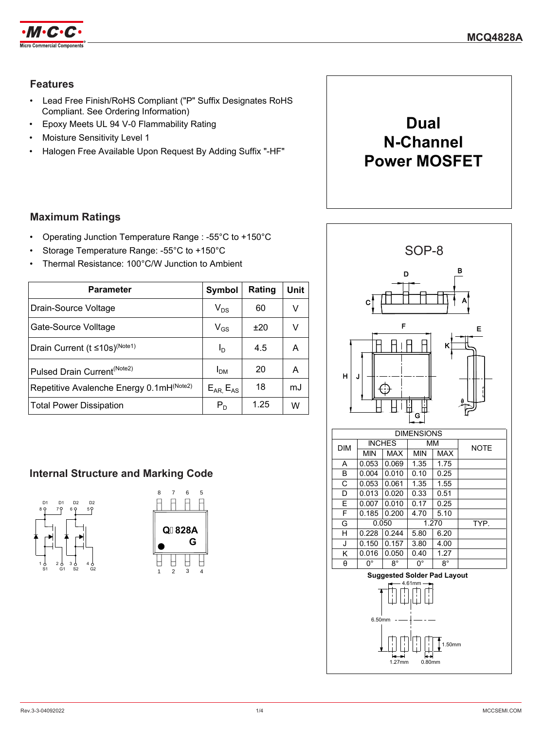# Dual N-Channel Power MOSFET

## Features

- Lead Free Finish/RoHS Compliant ("P" Suffix Designates RoHS Compliant. See Ordering Information)
- Epoxy Meets UL 94 V-0 Flammability Rating
- Moisture Sensitivity Level 1
- Halogen Free Available Upon Request By Adding Suffix "-HF"

## Maximum Ratings

- Operating Junction Temperature Range : -55°C to +150°C
- Storage Temperature Range: -55°C to +150°C
- Thermal Resistance: 100°C/W Junction to Ambient

| Parameter | Symbol | Rating | Unit |
|---|---|---|---|
| Drain-Source Voltage | $V_{DS}$ | 60 | V |
| Gate-Source Volltage | $V_{GS}$ | ±20 | V |
| Drain Current (t ≤10s)(Note1) | $I_D$ | 4.5 | A |
| Pulsed Drain Current(Note2) | $I_{DM}$ | 20 | A |
| Repetitive Avalenche Energy 0.1mH(Note2) | $E_{AR}$, $E_{AS}$ | 18 | mJ |
| Total Power Dissipation | $P_D$ | 1.25 | W |

## Internal Structure and Marking Code

D1 D1 D2 D2
8 7 6 5
1 2 3 4
S1 G1 S2 G2

Q 828A
G

## SOP-8

| DIM | INCHES | | MM | | NOTE |
|---|---|---|---|---|---|
| | MIN | MAX | MIN | MAX | |
| A | 0.053 | 0.069 | 1.35 | 1.75 | |
| B | 0.004 | 0.010 | 0.10 | 0.25 | |
| C | 0.053 | 0.061 | 1.35 | 1.55 | |
| D | 0.013 | 0.020 | 0.33 | 0.51 | |
| E | 0.007 | 0.010 | 0.17 | 0.25 | |
| F | 0.185 | 0.200 | 4.70 | 5.10 | |
| G | 0.050 | | 1.270 | | TYP. |
| H | 0.228 | 0.244 | 5.80 | 6.20 | |
| J | 0.150 | 0.157 | 3.80 | 4.00 | |
| K | 0.016 | 0.050 | 0.40 | 1.27 | |
| θ | 0° | 8° | 0° | 8° | |

**Suggested Solder Pad Layout**

4.61mm, 6.50mm, 1.50mm, 1.27mm, 0.80mm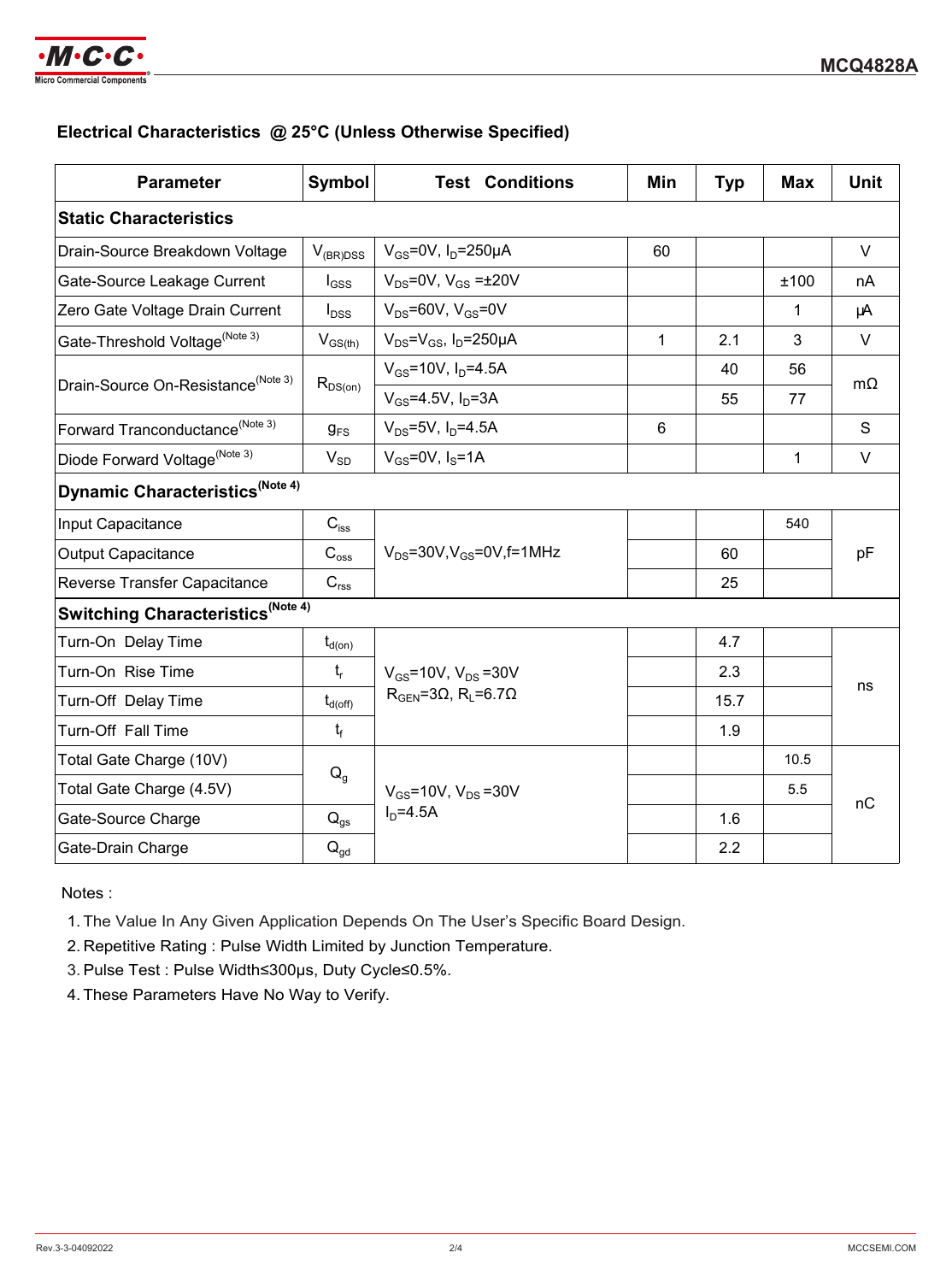## Electrical Characteristics @ 25°C (Unless Otherwise Specified)

| Parameter | Symbol | Test Conditions | Min | Typ | Max | Unit |
|---|---|---|---|---|---|---|
| **Static Characteristics** | | | | | | |
| Drain-Source Breakdown Voltage | $V_{(BR)DSS}$ | $V_{GS}$=0V, $I_D$=250μA | 60 | | | V |
| Gate-Source Leakage Current | $I_{GSS}$ | $V_{DS}$=0V, $V_{GS}$ =±20V | | | ±100 | nA |
| Zero Gate Voltage Drain Current | $I_{DSS}$ | $V_{DS}$=60V, $V_{GS}$=0V | | | 1 | μA |
| Gate-Threshold Voltage(Note 3) | $V_{GS(th)}$ | $V_{DS}$=$V_{GS}$, $I_D$=250μA | 1 | 2.1 | 3 | V |
| Drain-Source On-Resistance(Note 3) | $R_{DS(on)}$ | $V_{GS}$=10V, $I_D$=4.5A | | 40 | 56 | mΩ |
| | | $V_{GS}$=4.5V, $I_D$=3A | | 55 | 77 | |
| Forward Tranconductance(Note 3) | $g_{FS}$ | $V_{DS}$=5V, $I_D$=4.5A | 6 | | | S |
| Diode Forward Voltage(Note 3) | $V_{SD}$ | $V_{GS}$=0V, $I_S$=1A | | | 1 | V |
| **Dynamic Characteristics(Note 4)** | | | | | | |
| Input Capacitance | $C_{iss}$ | $V_{DS}$=30V,$V_{GS}$=0V,f=1MHz | | | 540 | pF |
| Output Capacitance | $C_{oss}$ | | | 60 | | |
| Reverse Transfer Capacitance | $C_{rss}$ | | | 25 | | |
| **Switching Characteristics(Note 4)** | | | | | | |
| Turn-On Delay Time | $t_{d(on)}$ | $V_{GS}$=10V, $V_{DS}$ =30V $R_{GEN}$=3Ω, $R_L$=6.7Ω | | 4.7 | | ns |
| Turn-On Rise Time | $t_r$ | | | 2.3 | | |
| Turn-Off Delay Time | $t_{d(off)}$ | | | 15.7 | | |
| Turn-Off Fall Time | $t_f$ | | | 1.9 | | |
| Total Gate Charge (10V) | $Q_g$ | $V_{GS}$=10V, $V_{DS}$ =30V $I_D$=4.5A | | | 10.5 | nC |
| Total Gate Charge (4.5V) | | | | | 5.5 | |
| Gate-Source Charge | $Q_{gs}$ | | | 1.6 | | |
| Gate-Drain Charge | $Q_{gd}$ | | | 2.2 | | |

Notes :

1. The Value In Any Given Application Depends On The User's Specific Board Design.
2. Repetitive Rating : Pulse Width Limited by Junction Temperature.
3. Pulse Test : Pulse Width≤300μs, Duty Cycle≤0.5%.
4. These Parameters Have No Way to Verify.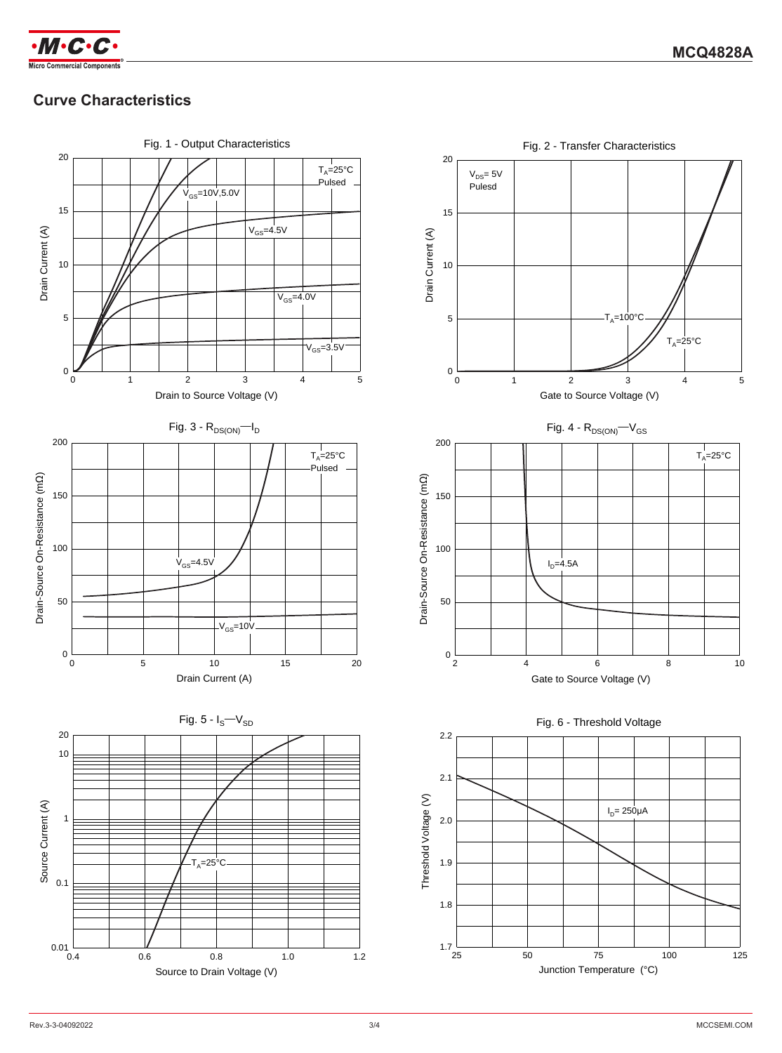## Curve Characteristics

Fig. 1 - Output Characteristics

$T_A$=25°C
Pulsed

$V_{GS}$=10V,5.0V

$V_{GS}$=4.5V

$V_{GS}$=4.0V

$V_{GS}$=3.5V

Drain Current (A)

Drain to Source Voltage (V)

Fig. 2 - Transfer Characteristics

$V_{DS}$= 5V
Pulesd

$T_A$=100°C

$T_A$=25°C

Drain Current (A)

Gate to Source Voltage (V)

Fig. 3 - $R_{DS(ON)}$—$I_D$

$T_A$=25°C
Pulsed

$V_{GS}$=4.5V

$V_{GS}$=10V

Drain-Source On-Resistance (mΩ)

Drain Current (A)

Fig. 4 - $R_{DS(ON)}$—$V_{GS}$

$T_A$=25°C

$I_D$=4.5A

Drain-Source On-Resistance (mΩ)

Gate to Source Voltage (V)

Fig. 5 - $I_S$—$V_{SD}$

$T_A$=25°C

Source Current (A)

Source to Drain Voltage (V)

Fig. 6 - Threshold Voltage

$I_D$= 250μA

Threshold Voltage (V)

Junction Temperature (°C)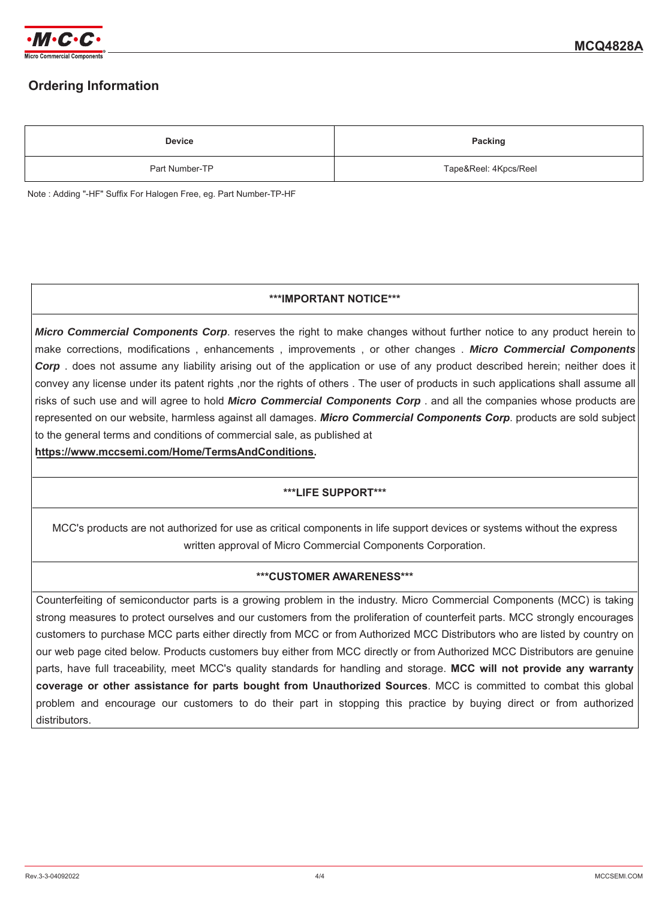## Ordering Information

| Device | Packing |
|---|---|
| Part Number-TP | Tape&Reel: 4Kpcs/Reel |

Note : Adding "-HF" Suffix For Halogen Free, eg. Part Number-TP-HF

**\*\*\*IMPORTANT NOTICE\*\*\***

***Micro Commercial Components Corp***. reserves the right to make changes without further notice to any product herein to make corrections, modifications , enhancements , improvements , or other changes . ***Micro Commercial Components Corp*** . does not assume any liability arising out of the application or use of any product described herein; neither does it convey any license under its patent rights ,nor the rights of others . The user of products in such applications shall assume all risks of such use and will agree to hold ***Micro Commercial Components Corp*** . and all the companies whose products are represented on our website, harmless against all damages. ***Micro Commercial Components Corp***. products are sold subject to the general terms and conditions of commercial sale, as published at
**https://www.mccsemi.com/Home/TermsAndConditions.**

**\*\*\*LIFE SUPPORT\*\*\***

MCC's products are not authorized for use as critical components in life support devices or systems without the express written approval of Micro Commercial Components Corporation.

**\*\*\*CUSTOMER AWARENESS\*\*\***

Counterfeiting of semiconductor parts is a growing problem in the industry. Micro Commercial Components (MCC) is taking strong measures to protect ourselves and our customers from the proliferation of counterfeit parts. MCC strongly encourages customers to purchase MCC parts either directly from MCC or from Authorized MCC Distributors who are listed by country on our web page cited below. Products customers buy either from MCC directly or from Authorized MCC Distributors are genuine parts, have full traceability, meet MCC's quality standards for handling and storage. **MCC will not provide any warranty coverage or other assistance for parts bought from Unauthorized Sources**. MCC is committed to combat this global problem and encourage our customers to do their part in stopping this practice by buying direct or from authorized distributors.